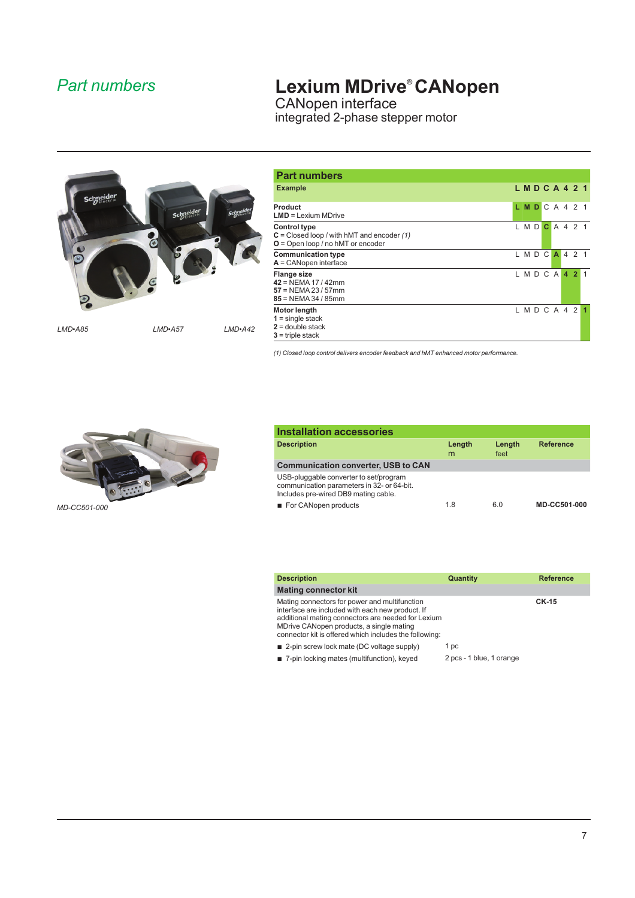*Part numbers*

# Lexium MDrive® CANopen

## CANopen interface
integrated 2-phase stepper motor

*LMD•A85* *LMD•A57* *LMD•A42*

## Part numbers

| Example | L M D C A 4 2 1 |
|---|---|
| **Product**<br>**LMD** = Lexium MDrive | **L M D** C A 4 2 1 |
| **Control type**<br>**C** = Closed loop / with hMT and encoder *(1)*<br>**O** = Open loop / no hMT or encoder | L M D **C** A 4 2 1 |
| **Communication type**<br>**A** = CANopen interface | L M D C **A** 4 2 1 |
| **Flange size**<br>**42** = NEMA 17 / 42mm<br>**57** = NEMA 23 / 57mm<br>**85** = NEMA 34 / 85mm | L M D C A **4 2** 1 |
| **Motor length**<br>**1** = single stack<br>**2** = double stack<br>**3** = triple stack | L M D C A 4 2 **1** |

*(1) Closed loop control delivers encoder feedback and hMT enhanced motor performance.*

## Installation accessories

| Description | Length m | Length feet | Reference |
|---|---|---|---|
| **Communication converter, USB to CAN** | | | |
| USB-pluggable converter to set/program communication parameters in 32- or 64-bit. Includes pre-wired DB9 mating cable. | | | |
| ■ For CANopen products | 1.8 | 6.0 | **MD-CC501-000** |

*MD-CC501-000*

| Description | Quantity | Reference |
|---|---|---|
| **Mating connector kit** | | |
| Mating connectors for power and multifunction interface are included with each new product. If additional mating connectors are needed for Lexium MDrive CANopen products, a single mating connector kit is offered which includes the following: | | **CK-15** |
| ■ 2-pin screw lock mate (DC voltage supply) | 1 pc | |
| ■ 7-pin locking mates (multifunction), keyed | 2 pcs - 1 blue, 1 orange | |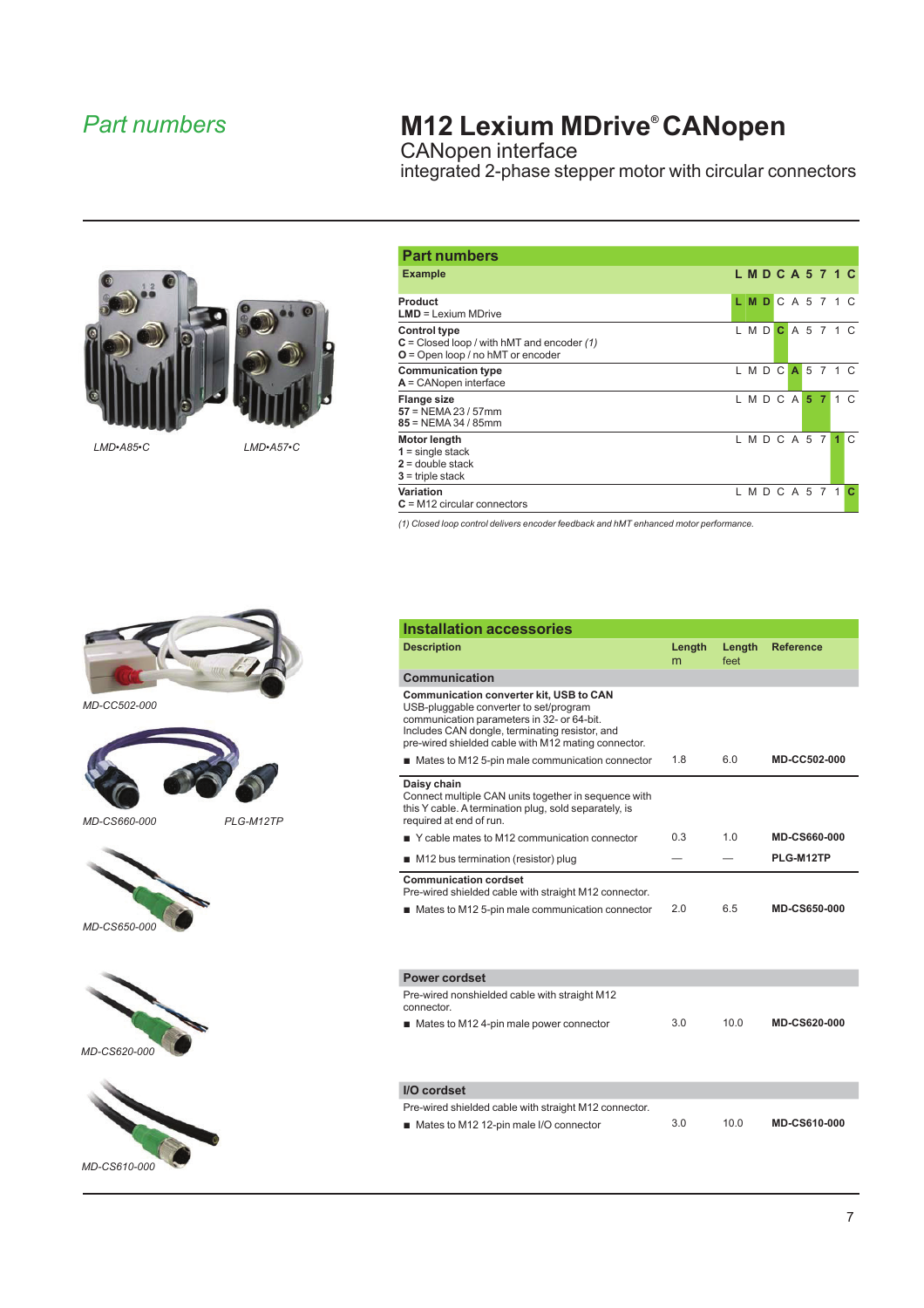*Part numbers*

# M12 Lexium MDrive® CANopen

## CANopen interface

integrated 2-phase stepper motor with circular connectors

LMD•A85•C

LMD•A57•C

### Part numbers

| Example | L M D C A 5 7 1 C |
|---|---|
| **Product**<br>**LMD** = Lexium MDrive | **L M D** C A 5 7 1 C |
| **Control type**<br>**C** = Closed loop / with hMT and encoder *(1)*<br>**O** = Open loop / no hMT or encoder | L M D **C** A 5 7 1 C |
| **Communication type**<br>**A** = CANopen interface | L M D C **A** 5 7 1 C |
| **Flange size**<br>**57** = NEMA 23 / 57mm<br>**85** = NEMA 34 / 85mm | L M D C A **5 7** 1 C |
| **Motor length**<br>**1** = single stack<br>**2** = double stack<br>**3** = triple stack | L M D C A 5 7 **1** C |
| **Variation**<br>**C** = M12 circular connectors | L M D C A 5 7 1 **C** |

*(1) Closed loop control delivers encoder feedback and hMT enhanced motor performance.*

MD-CC502-000

MD-CS660-000

PLG-M12TP

MD-CS650-000

MD-CS620-000

MD-CS610-000

### Installation accessories

| Description | Length m | Length feet | Reference |
|---|---|---|---|
| **Communication** | | | |
| **Communication converter kit, USB to CAN**<br>USB-pluggable converter to set/program communication parameters in 32- or 64-bit. Includes CAN dongle, terminating resistor, and pre-wired shielded cable with M12 mating connector. | | | |
| ■ Mates to M12 5-pin male communication connector | 1.8 | 6.0 | **MD-CC502-000** |
| **Daisy chain**<br>Connect multiple CAN units together in sequence with this Y cable. A termination plug, sold separately, is required at end of run. | | | |
| ■ Y cable mates to M12 communication connector | 0.3 | 1.0 | **MD-CS660-000** |
| ■ M12 bus termination (resistor) plug | — | — | **PLG-M12TP** |
| **Communication cordset**<br>Pre-wired shielded cable with straight M12 connector. | | | |
| ■ Mates to M12 5-pin male communication connector | 2.0 | 6.5 | **MD-CS650-000** |
| **Power cordset** | | | |
| Pre-wired nonshielded cable with straight M12 connector. | | | |
| ■ Mates to M12 4-pin male power connector | 3.0 | 10.0 | **MD-CS620-000** |
| **I/O cordset** | | | |
| Pre-wired shielded cable with straight M12 connector. | | | |
| ■ Mates to M12 12-pin male I/O connector | 3.0 | 10.0 | **MD-CS610-000** |